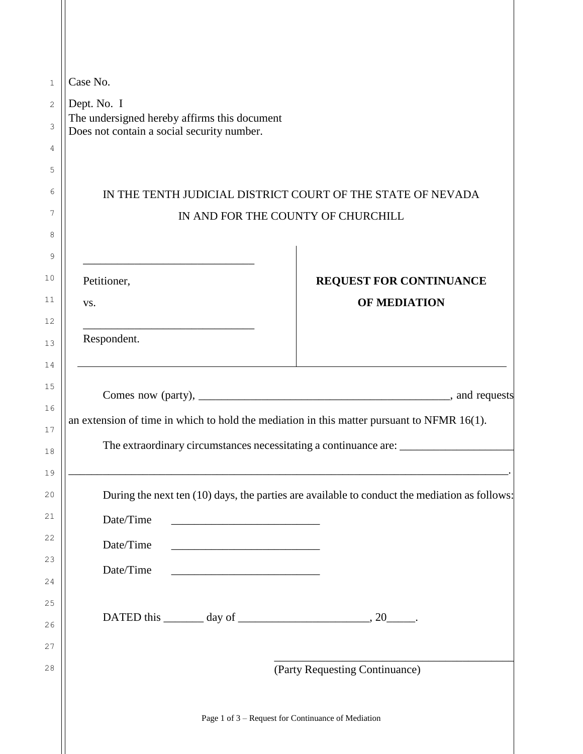Case No.

Dept. No. I

The undersigned hereby affirms this document
Does not contain a social security number.

IN THE TENTH JUDICIAL DISTRICT COURT OF THE STATE OF NEVADA

IN AND FOR THE COUNTY OF CHURCHILL

| | |
|---|---|
| ______________________________ | |
| Petitioner, | **REQUEST FOR CONTINUANCE** |
| vs. | **OF MEDIATION** |
| ______________________________ | |
| Respondent. | |

Comes now (party), ____________________________________________, and requests an extension of time in which to hold the mediation in this matter pursuant to NFMR 16(1).

The extraordinary circumstances necessitating a continuance are: ___________________
______________________________________________________________________________.

During the next ten (10) days, the parties are available to conduct the mediation as follows:

Date/Time __________________________

Date/Time __________________________

Date/Time __________________________

DATED this _______ day of ______________________, 20_____.

____________________________________________
(Party Requesting Continuance)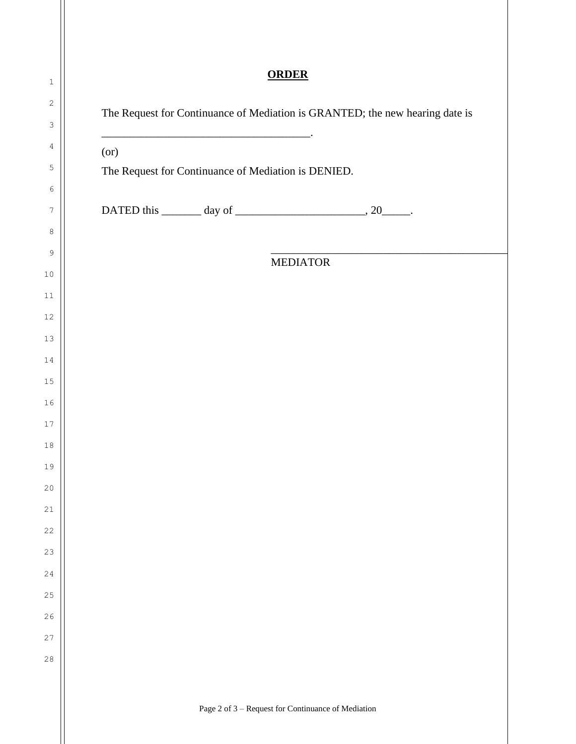**ORDER**

The Request for Continuance of Mediation is GRANTED; the new hearing date is _____________________________________.

(or)

The Request for Continuance of Mediation is DENIED.

DATED this _______ day of ______________________, 20_____.

_____________________________________________
MEDIATOR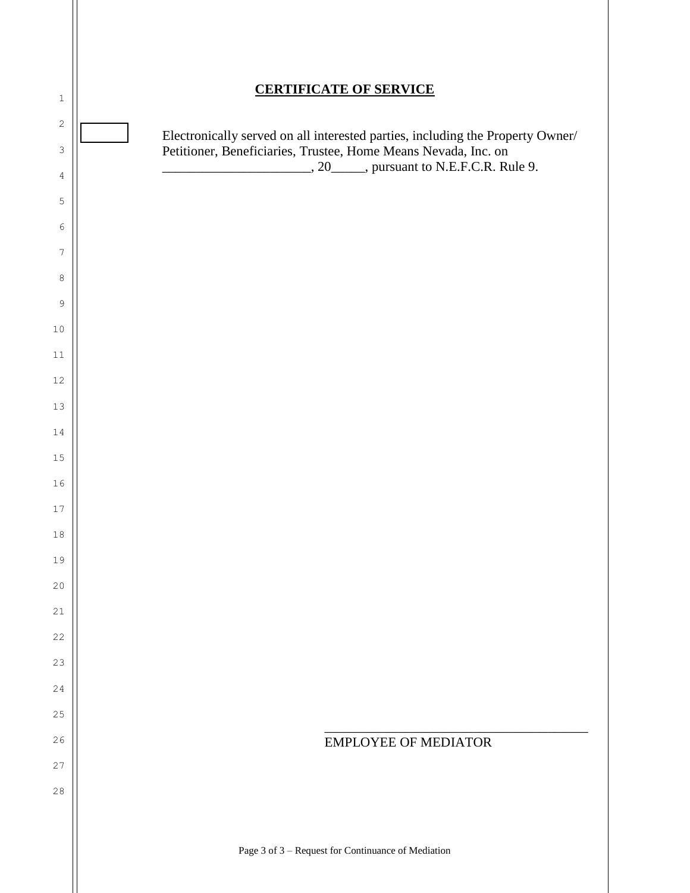## CERTIFICATE OF SERVICE

Electronically served on all interested parties, including the Property Owner/ Petitioner, Beneficiaries, Trustee, Home Means Nevada, Inc. on ______________________, 20_____, pursuant to N.E.F.C.R. Rule 9.

_________________________________________
EMPLOYEE OF MEDIATOR